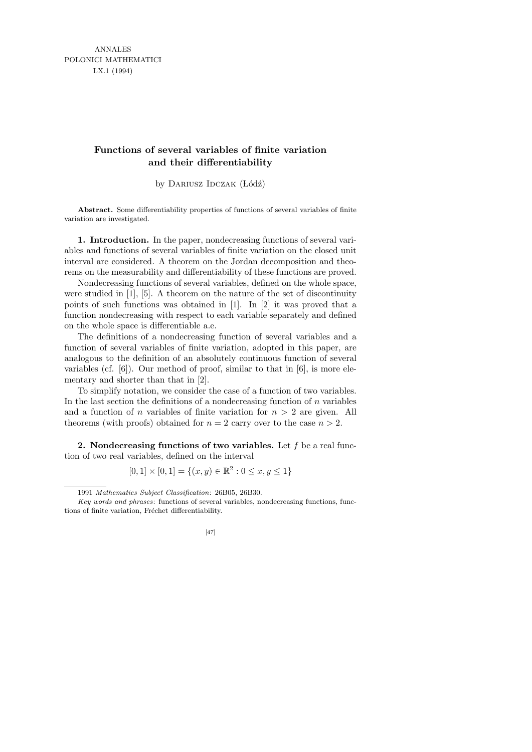ANNALES
POLONICI MATHEMATICI
LX.1 (1994)

# Functions of several variables of finite variation and their differentiability

by Dariusz Idczak (Łódź)

**Abstract.** Some differentiability properties of functions of several variables of finite variation are investigated.

**1. Introduction.** In the paper, nondecreasing functions of several variables and functions of several variables of finite variation on the closed unit interval are considered. A theorem on the Jordan decomposition and theorems on the measurability and differentiability of these functions are proved.

Nondecreasing functions of several variables, defined on the whole space, were studied in [1], [5]. A theorem on the nature of the set of discontinuity points of such functions was obtained in [1]. In [2] it was proved that a function nondecreasing with respect to each variable separately and defined on the whole space is differentiable a.e.

The definitions of a nondecreasing function of several variables and a function of several variables of finite variation, adopted in this paper, are analogous to the definition of an absolutely continuous function of several variables (cf. [6]). Our method of proof, similar to that in [6], is more elementary and shorter than that in [2].

To simplify notation, we consider the case of a function of two variables. In the last section the definitions of a nondecreasing function of $n$ variables and a function of $n$ variables of finite variation for $n > 2$ are given. All theorems (with proofs) obtained for $n = 2$ carry over to the case $n > 2$.

**2. Nondecreasing functions of two variables.** Let $f$ be a real function of two real variables, defined on the interval

$$[0, 1] \times [0, 1] = \{(x, y) \in \mathbb{R}^2 : 0 \leq x, y \leq 1\}$$

---

1991 *Mathematics Subject Classification*: 26B05, 26B30.

*Key words and phrases*: functions of several variables, nondecreasing functions, functions of finite variation, Fréchet differentiability.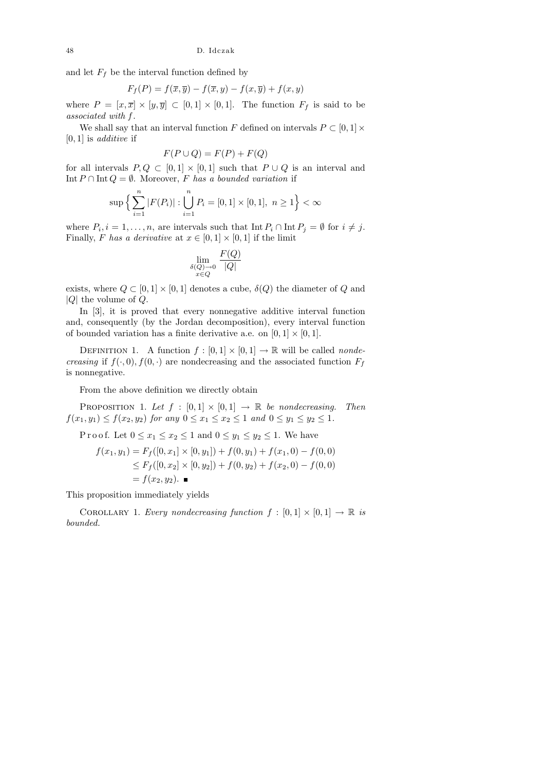and let $F_f$ be the interval function defined by

$$F_f(P) = f(\overline{x}, \overline{y}) - f(\overline{x}, y) - f(x, \overline{y}) + f(x, y)$$

where $P = [x, \overline{x}] \times [y, \overline{y}] \subset [0,1] \times [0,1]$. The function $F_f$ is said to be *associated with* $f$.

We shall say that an interval function $F$ defined on intervals $P \subset [0,1] \times [0,1]$ is *additive* if

$$F(P \cup Q) = F(P) + F(Q)$$

for all intervals $P, Q \subset [0,1] \times [0,1]$ such that $P \cup Q$ is an interval and $\operatorname{Int} P \cap \operatorname{Int} Q = \emptyset$. Moreover, $F$ *has a bounded variation* if

$$\sup\Big\{ \sum_{i=1}^{n} |F(P_i)| : \bigcup_{i=1}^{n} P_i = [0,1] \times [0,1],\ n \geq 1 \Big\} < \infty$$

where $P_i, i = 1, \ldots, n$, are intervals such that $\operatorname{Int} P_i \cap \operatorname{Int} P_j = \emptyset$ for $i \neq j$. Finally, $F$ *has a derivative* at $x \in [0,1] \times [0,1]$ if the limit

$$\lim_{\substack{\delta(Q) \to 0 \\ x \in Q}} \frac{F(Q)}{|Q|}$$

exists, where $Q \subset [0,1] \times [0,1]$ denotes a cube, $\delta(Q)$ the diameter of $Q$ and $|Q|$ the volume of $Q$.

In [3], it is proved that every nonnegative additive interval function and, consequently (by the Jordan decomposition), every interval function of bounded variation has a finite derivative a.e. on $[0,1] \times [0,1]$.

Definition 1. A function $f : [0,1] \times [0,1] \to \mathbb{R}$ will be called *nondecreasing* if $f(\cdot, 0), f(0, \cdot)$ are nondecreasing and the associated function $F_f$ is nonnegative.

From the above definition we directly obtain

Proposition 1. *Let $f : [0,1] \times [0,1] \to \mathbb{R}$ be nondecreasing. Then $f(x_1, y_1) \leq f(x_2, y_2)$ for any $0 \leq x_1 \leq x_2 \leq 1$ and $0 \leq y_1 \leq y_2 \leq 1$.*

Proof. Let $0 \leq x_1 \leq x_2 \leq 1$ and $0 \leq y_1 \leq y_2 \leq 1$. We have

$$\begin{aligned}
f(x_1, y_1) &= F_f([0, x_1] \times [0, y_1]) + f(0, y_1) + f(x_1, 0) - f(0,0) \\
&\leq F_f([0, x_2] \times [0, y_2]) + f(0, y_2) + f(x_2, 0) - f(0,0) \\
&= f(x_2, y_2). \quad \blacksquare
\end{aligned}$$

This proposition immediately yields

Corollary 1. *Every nondecreasing function $f : [0,1] \times [0,1] \to \mathbb{R}$ is bounded.*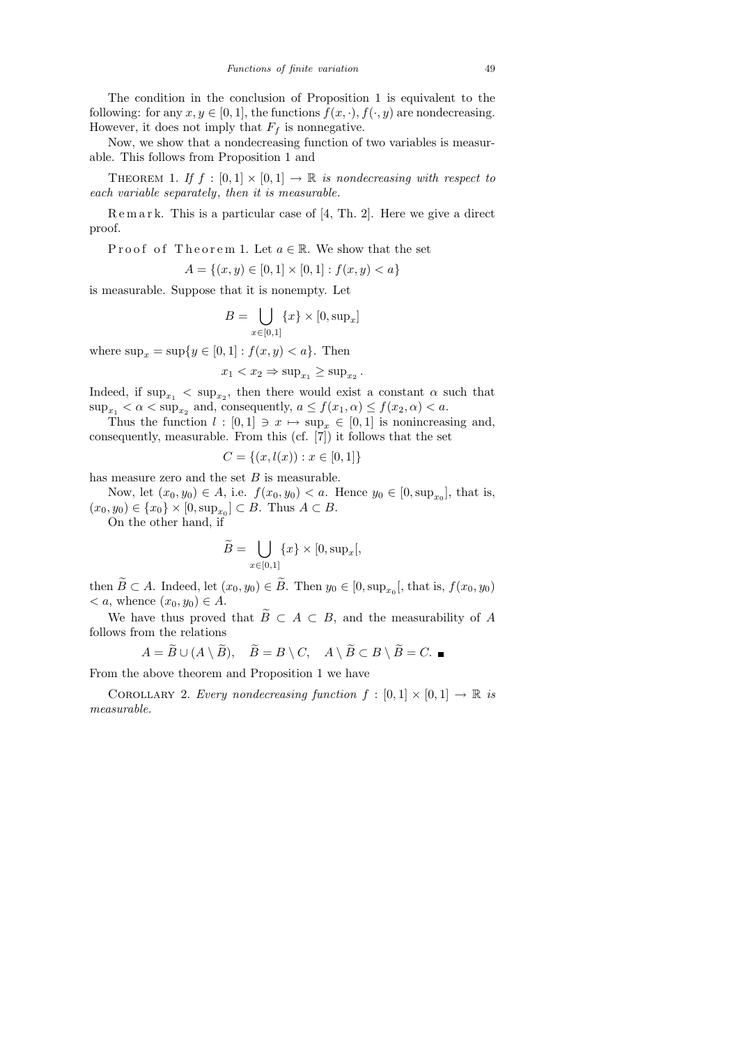The condition in the conclusion of Proposition 1 is equivalent to the following: for any $x, y \in [0,1]$, the functions $f(x,\cdot), f(\cdot,y)$ are nondecreasing. However, it does not imply that $F_f$ is nonnegative.

Now, we show that a nondecreasing function of two variables is measurable. This follows from Proposition 1 and

THEOREM 1. *If $f : [0,1] \times [0,1] \to \mathbb{R}$ is nondecreasing with respect to each variable separately, then it is measurable.*

Remark. This is a particular case of [4, Th. 2]. Here we give a direct proof.

Proof of Theorem 1. Let $a \in \mathbb{R}$. We show that the set

$$A = \{(x,y) \in [0,1] \times [0,1] : f(x,y) < a\}$$

is measurable. Suppose that it is nonempty. Let

$$B = \bigcup_{x \in [0,1]} \{x\} \times [0, \sup_x]$$

where $\sup_x = \sup\{y \in [0,1] : f(x,y) < a\}$. Then

$$x_1 < x_2 \Rightarrow \sup_{x_1} \geq \sup_{x_2}.$$

Indeed, if $\sup_{x_1} < \sup_{x_2}$, then there would exist a constant $\alpha$ such that $\sup_{x_1} < \alpha < \sup_{x_2}$ and, consequently, $a \leq f(x_1, \alpha) \leq f(x_2, \alpha) < a$.

Thus the function $l : [0,1] \ni x \mapsto \sup_x \in [0,1]$ is nonincreasing and, consequently, measurable. From this (cf. [7]) it follows that the set

$$C = \{(x, l(x)) : x \in [0,1]\}$$

has measure zero and the set $B$ is measurable.

Now, let $(x_0, y_0) \in A$, i.e. $f(x_0, y_0) < a$. Hence $y_0 \in [0, \sup_{x_0}]$, that is, $(x_0, y_0) \in \{x_0\} \times [0, \sup_{x_0}] \subset B$. Thus $A \subset B$.

On the other hand, if

$$\widetilde{B} = \bigcup_{x \in [0,1]} \{x\} \times [0, \sup_x[,$$

then $\widetilde{B} \subset A$. Indeed, let $(x_0, y_0) \in \widetilde{B}$. Then $y_0 \in [0, \sup_{x_0}[$, that is, $f(x_0, y_0) < a$, whence $(x_0, y_0) \in A$.

We have thus proved that $\widetilde{B} \subset A \subset B$, and the measurability of $A$ follows from the relations

$$A = \widetilde{B} \cup (A \setminus \widetilde{B}), \quad \widetilde{B} = B \setminus C, \quad A \setminus \widetilde{B} \subset B \setminus \widetilde{B} = C. \ \blacksquare$$

From the above theorem and Proposition 1 we have

COROLLARY 2. *Every nondecreasing function $f : [0,1] \times [0,1] \to \mathbb{R}$ is measurable.*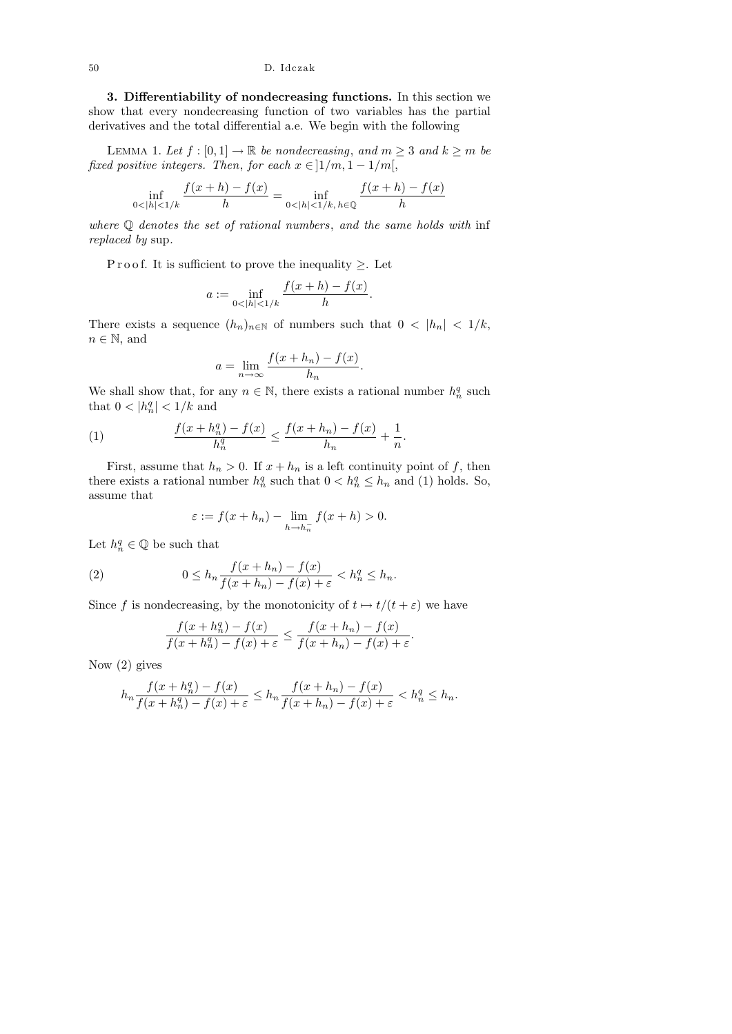**3. Differentiability of nondecreasing functions.** In this section we show that every nondecreasing function of two variables has the partial derivatives and the total differential a.e. We begin with the following

LEMMA 1. *Let $f : [0,1] \to \mathbb{R}$ be nondecreasing, and $m \geq 3$ and $k \geq m$ be fixed positive integers. Then, for each $x \in ]1/m, 1-1/m[$,*

$$\inf_{0<|h|<1/k} \frac{f(x+h)-f(x)}{h} = \inf_{0<|h|<1/k,\, h\in\mathbb{Q}} \frac{f(x+h)-f(x)}{h}$$

*where $\mathbb{Q}$ denotes the set of rational numbers, and the same holds with* inf *replaced by* sup.

Proof. It is sufficient to prove the inequality $\geq$. Let

$$a := \inf_{0<|h|<1/k} \frac{f(x+h)-f(x)}{h}.$$

There exists a sequence $(h_n)_{n\in\mathbb{N}}$ of numbers such that $0 < |h_n| < 1/k$, $n \in \mathbb{N}$, and

$$a = \lim_{n\to\infty} \frac{f(x+h_n)-f(x)}{h_n}.$$

We shall show that, for any $n \in \mathbb{N}$, there exists a rational number $h_n^q$ such that $0 < |h_n^q| < 1/k$ and

$$\frac{f(x+h_n^q)-f(x)}{h_n^q} \leq \frac{f(x+h_n)-f(x)}{h_n} + \frac{1}{n}. \tag{1}$$

First, assume that $h_n > 0$. If $x + h_n$ is a left continuity point of $f$, then there exists a rational number $h_n^q$ such that $0 < h_n^q \leq h_n$ and (1) holds. So, assume that

$$\varepsilon := f(x+h_n) - \lim_{h\to h_n^-} f(x+h) > 0.$$

Let $h_n^q \in \mathbb{Q}$ be such that

$$0 \leq h_n \frac{f(x+h_n)-f(x)}{f(x+h_n)-f(x)+\varepsilon} < h_n^q \leq h_n. \tag{2}$$

Since $f$ is nondecreasing, by the monotonicity of $t \mapsto t/(t+\varepsilon)$ we have

$$\frac{f(x+h_n^q)-f(x)}{f(x+h_n^q)-f(x)+\varepsilon} \leq \frac{f(x+h_n)-f(x)}{f(x+h_n)-f(x)+\varepsilon}.$$

Now (2) gives

$$h_n \frac{f(x+h_n^q)-f(x)}{f(x+h_n^q)-f(x)+\varepsilon} \leq h_n \frac{f(x+h_n)-f(x)}{f(x+h_n)-f(x)+\varepsilon} < h_n^q \leq h_n.$$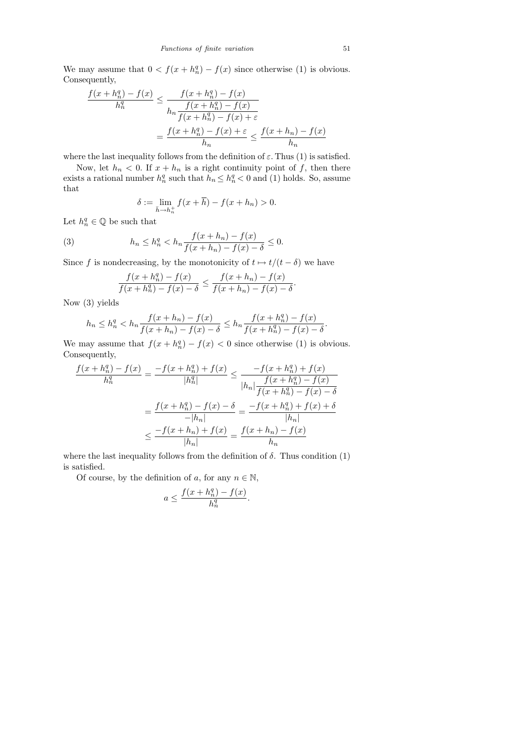We may assume that $0 < f(x+h_n^q) - f(x)$ since otherwise (1) is obvious. Consequently,

$$\frac{f(x+h_n^q)-f(x)}{h_n^q} \le \frac{f(x+h_n^q)-f(x)}{h_n \dfrac{f(x+h_n^q)-f(x)}{f(x+h_n^q)-f(x)+\varepsilon}} = \frac{f(x+h_n^q)-f(x)+\varepsilon}{h_n} \le \frac{f(x+h_n)-f(x)}{h_n}$$

where the last inequality follows from the definition of $\varepsilon$. Thus (1) is satisfied.

Now, let $h_n < 0$. If $x + h_n$ is a right continuity point of $f$, then there exists a rational number $h_n^q$ such that $h_n \le h_n^q < 0$ and (1) holds. So, assume that

$$\delta := \lim_{\overline{h} \to h_n^+} f(x+\overline{h}) - f(x+h_n) > 0.$$

Let $h_n^q \in \mathbb{Q}$ be such that

$$h_n \le h_n^q < h_n \frac{f(x+h_n)-f(x)}{f(x+h_n)-f(x)-\delta} \le 0. \tag{3}$$

Since $f$ is nondecreasing, by the monotonicity of $t \mapsto t/(t-\delta)$ we have

$$\frac{f(x+h_n^q)-f(x)}{f(x+h_n^q)-f(x)-\delta} \le \frac{f(x+h_n)-f(x)}{f(x+h_n)-f(x)-\delta}.$$

Now (3) yields

$$h_n \le h_n^q < h_n \frac{f(x+h_n)-f(x)}{f(x+h_n)-f(x)-\delta} \le h_n \frac{f(x+h_n^q)-f(x)}{f(x+h_n^q)-f(x)-\delta}.$$

We may assume that $f(x+h_n^q) - f(x) < 0$ since otherwise (1) is obvious. Consequently,

$$\frac{f(x+h_n^q)-f(x)}{h_n^q} = \frac{-f(x+h_n^q)+f(x)}{|h_n^q|} \le \frac{-f(x+h_n^q)+f(x)}{|h_n| \dfrac{f(x+h_n^q)-f(x)}{f(x+h_n^q)-f(x)-\delta}}$$

$$= \frac{f(x+h_n^q)-f(x)-\delta}{-|h_n|} = \frac{-f(x+h_n^q)+f(x)+\delta}{|h_n|}$$

$$\le \frac{-f(x+h_n)+f(x)}{|h_n|} = \frac{f(x+h_n)-f(x)}{h_n}$$

where the last inequality follows from the definition of $\delta$. Thus condition (1) is satisfied.

Of course, by the definition of $a$, for any $n \in \mathbb{N}$,

$$a \le \frac{f(x+h_n^q)-f(x)}{h_n^q}.$$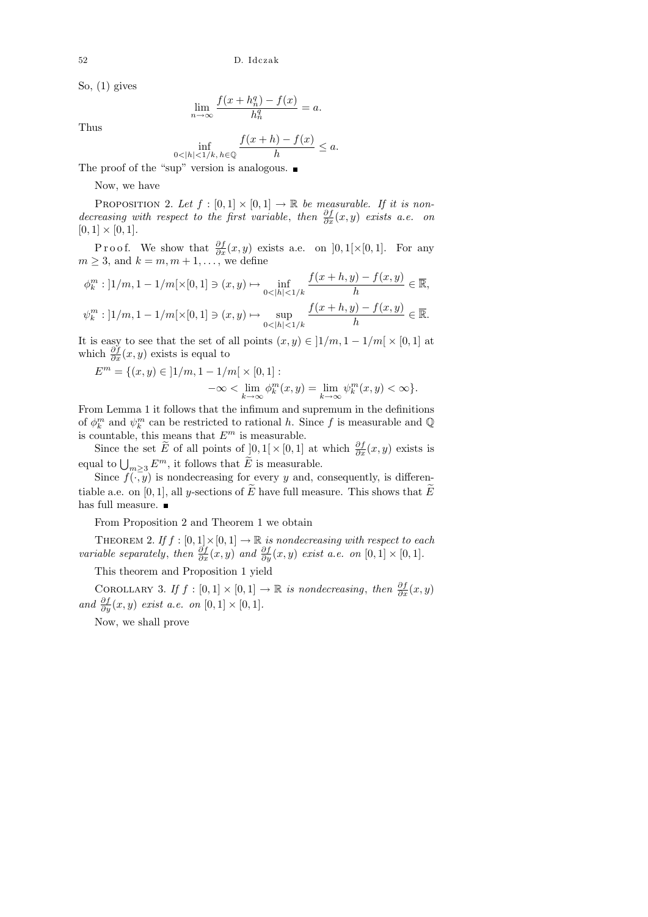So, (1) gives

$$\lim_{n\to\infty} \frac{f(x+h_n^q)-f(x)}{h_n^q} = a.$$

Thus

$$\inf_{0<|h|<1/k,\, h\in\mathbb{Q}} \frac{f(x+h)-f(x)}{h} \le a.$$

The proof of the "sup" version is analogous. ∎

Now, we have

PROPOSITION 2. *Let $f : [0,1]\times[0,1] \to \mathbb{R}$ be measurable. If it is nondecreasing with respect to the first variable, then $\frac{\partial f}{\partial x}(x,y)$ exists a.e. on $[0,1]\times[0,1]$.*

Proof. We show that $\frac{\partial f}{\partial x}(x,y)$ exists a.e. on $]0,1[\times[0,1]$. For any $m \ge 3$, and $k = m, m+1, \ldots$, we define

$$\phi_k^m : ]1/m, 1-1/m[\times[0,1] \ni (x,y) \mapsto \inf_{0<|h|<1/k} \frac{f(x+h,y)-f(x,y)}{h} \in \overline{\mathbb{R}},$$

$$\psi_k^m : ]1/m, 1-1/m[\times[0,1] \ni (x,y) \mapsto \sup_{0<|h|<1/k} \frac{f(x+h,y)-f(x,y)}{h} \in \overline{\mathbb{R}}.$$

It is easy to see that the set of all points $(x,y) \in ]1/m, 1-1/m[\times[0,1]$ at which $\frac{\partial f}{\partial x}(x,y)$ exists is equal to

$$E^m = \{(x,y) \in ]1/m, 1-1/m[\times[0,1] : \\ -\infty < \lim_{k\to\infty} \phi_k^m(x,y) = \lim_{k\to\infty} \psi_k^m(x,y) < \infty\}.$$

From Lemma 1 it follows that the infimum and supremum in the definitions of $\phi_k^m$ and $\psi_k^m$ can be restricted to rational $h$. Since $f$ is measurable and $\mathbb{Q}$ is countable, this means that $E^m$ is measurable.

Since the set $\widetilde{E}$ of all points of $]0,1[\times[0,1]$ at which $\frac{\partial f}{\partial x}(x,y)$ exists is equal to $\bigcup_{m\ge3} E^m$, it follows that $\widetilde{E}$ is measurable.

Since $f(\cdot,y)$ is nondecreasing for every $y$ and, consequently, is differentiable a.e. on $[0,1]$, all $y$-sections of $\widetilde{E}$ have full measure. This shows that $\widetilde{E}$ has full measure. ∎

From Proposition 2 and Theorem 1 we obtain

THEOREM 2. *If $f : [0,1]\times[0,1] \to \mathbb{R}$ is nondecreasing with respect to each variable separately, then $\frac{\partial f}{\partial x}(x,y)$ and $\frac{\partial f}{\partial y}(x,y)$ exist a.e. on $[0,1]\times[0,1]$.*

This theorem and Proposition 1 yield

COROLLARY 3. *If $f : [0,1]\times[0,1] \to \mathbb{R}$ is nondecreasing, then $\frac{\partial f}{\partial x}(x,y)$ and $\frac{\partial f}{\partial y}(x,y)$ exist a.e. on $[0,1]\times[0,1]$.*

Now, we shall prove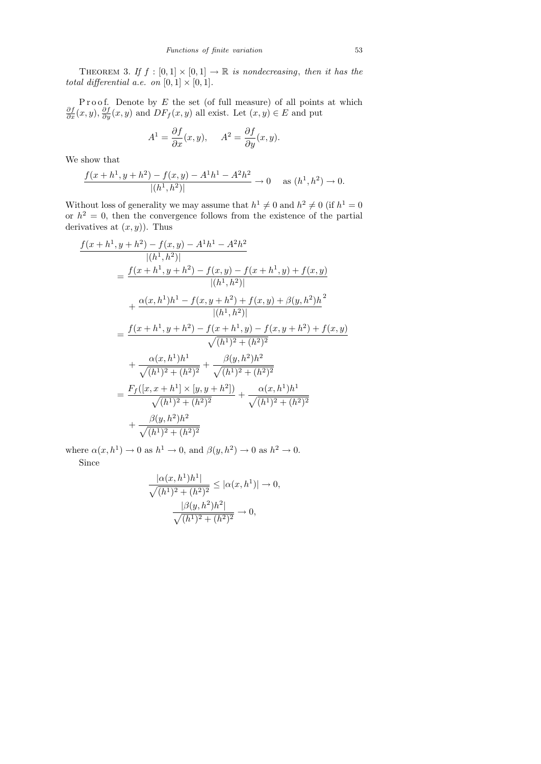THEOREM 3. *If $f : [0,1] \times [0,1] \to \mathbb{R}$ is nondecreasing, then it has the total differential a.e. on $[0,1] \times [0,1]$.*

Proof. Denote by $E$ the set (of full measure) of all points at which $\frac{\partial f}{\partial x}(x,y)$, $\frac{\partial f}{\partial y}(x,y)$ and $DF_f(x,y)$ all exist. Let $(x,y) \in E$ and put

$$A^1 = \frac{\partial f}{\partial x}(x,y), \qquad A^2 = \frac{\partial f}{\partial y}(x,y).$$

We show that

$$\frac{f(x+h^1, y+h^2) - f(x,y) - A^1h^1 - A^2h^2}{|(h^1,h^2)|} \to 0 \quad \text{ as } (h^1,h^2) \to 0.$$

Without loss of generality we may assume that $h^1 \neq 0$ and $h^2 \neq 0$ (if $h^1 = 0$ or $h^2 = 0$, then the convergence follows from the existence of the partial derivatives at $(x,y)$). Thus

$$\begin{aligned}
&\frac{f(x+h^1, y+h^2) - f(x,y) - A^1h^1 - A^2h^2}{|(h^1,h^2)|} \\
&\quad = \frac{f(x+h^1, y+h^2) - f(x,y) - f(x+h^1,y) + f(x,y)}{|(h^1,h^2)|} \\
&\qquad + \frac{\alpha(x,h^1)h^1 - f(x,y+h^2) + f(x,y) + \beta(y,h^2)h^2}{|(h^1,h^2)|} \\
&\quad = \frac{f(x+h^1, y+h^2) - f(x+h^1,y) - f(x,y+h^2) + f(x,y)}{\sqrt{(h^1)^2 + (h^2)^2}} \\
&\qquad + \frac{\alpha(x,h^1)h^1}{\sqrt{(h^1)^2 + (h^2)^2}} + \frac{\beta(y,h^2)h^2}{\sqrt{(h^1)^2 + (h^2)^2}} \\
&\quad = \frac{F_f([x,x+h^1] \times [y,y+h^2])}{\sqrt{(h^1)^2 + (h^2)^2}} + \frac{\alpha(x,h^1)h^1}{\sqrt{(h^1)^2 + (h^2)^2}} \\
&\qquad + \frac{\beta(y,h^2)h^2}{\sqrt{(h^1)^2 + (h^2)^2}}
\end{aligned}$$

where $\alpha(x,h^1) \to 0$ as $h^1 \to 0$, and $\beta(y,h^2) \to 0$ as $h^2 \to 0$.

Since

$$\frac{|\alpha(x,h^1)h^1|}{\sqrt{(h^1)^2 + (h^2)^2}} \le |\alpha(x,h^1)| \to 0,$$

$$\frac{|\beta(y,h^2)h^2|}{\sqrt{(h^1)^2 + (h^2)^2}} \to 0,$$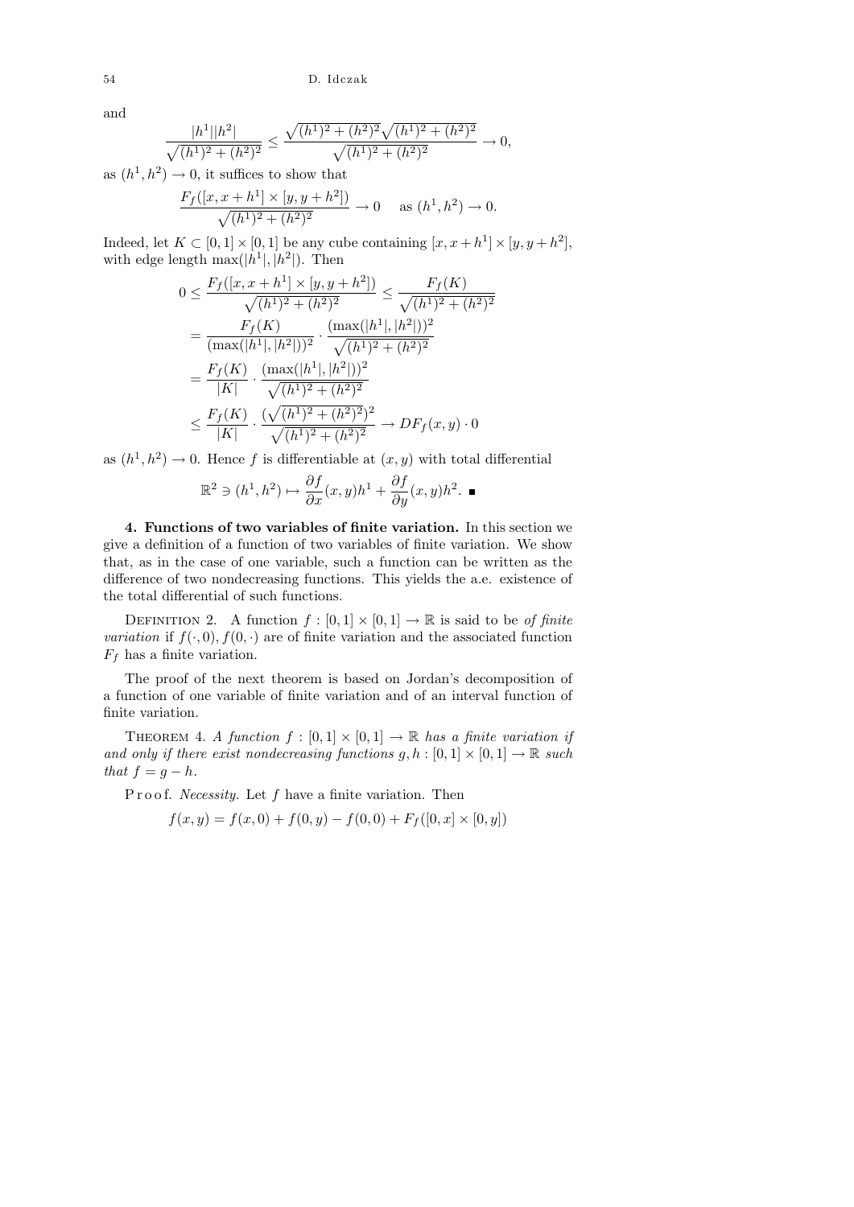and

$$\frac{|h^1||h^2|}{\sqrt{(h^1)^2+(h^2)^2}} \le \frac{\sqrt{(h^1)^2+(h^2)^2}\sqrt{(h^1)^2+(h^2)^2}}{\sqrt{(h^1)^2+(h^2)^2}} \to 0,$$

as $(h^1,h^2) \to 0$, it suffices to show that

$$\frac{F_f([x,x+h^1]\times[y,y+h^2])}{\sqrt{(h^1)^2+(h^2)^2}} \to 0 \quad \text{as } (h^1,h^2)\to 0.$$

Indeed, let $K \subset [0,1]\times[0,1]$ be any cube containing $[x,x+h^1]\times[y,y+h^2]$, with edge length $\max(|h^1|,|h^2|)$. Then

$$\begin{aligned}
0 &\le \frac{F_f([x,x+h^1]\times[y,y+h^2])}{\sqrt{(h^1)^2+(h^2)^2}} \le \frac{F_f(K)}{\sqrt{(h^1)^2+(h^2)^2}} \\
&= \frac{F_f(K)}{(\max(|h^1|,|h^2|))^2}\cdot\frac{(\max(|h^1|,|h^2|))^2}{\sqrt{(h^1)^2+(h^2)^2}} \\
&= \frac{F_f(K)}{|K|}\cdot\frac{(\max(|h^1|,|h^2|))^2}{\sqrt{(h^1)^2+(h^2)^2}} \\
&\le \frac{F_f(K)}{|K|}\cdot\frac{(\sqrt{(h^1)^2+(h^2)^2})^2}{\sqrt{(h^1)^2+(h^2)^2}} \to DF_f(x,y)\cdot 0
\end{aligned}$$

as $(h^1,h^2)\to 0$. Hence $f$ is differentiable at $(x,y)$ with total differential

$$\mathbb{R}^2 \ni (h^1,h^2) \mapsto \frac{\partial f}{\partial x}(x,y)h^1 + \frac{\partial f}{\partial y}(x,y)h^2. \ \blacksquare$$

**4. Functions of two variables of finite variation.** In this section we give a definition of a function of two variables of finite variation. We show that, as in the case of one variable, such a function can be written as the difference of two nondecreasing functions. This yields the a.e. existence of the total differential of such functions.

Definition 2. A function $f : [0,1]\times[0,1] \to \mathbb{R}$ is said to be *of finite variation* if $f(\cdot,0), f(0,\cdot)$ are of finite variation and the associated function $F_f$ has a finite variation.

The proof of the next theorem is based on Jordan's decomposition of a function of one variable of finite variation and of an interval function of finite variation.

Theorem 4. *A function $f : [0,1]\times[0,1] \to \mathbb{R}$ has a finite variation if and only if there exist nondecreasing functions $g,h : [0,1]\times[0,1] \to \mathbb{R}$ such that $f = g - h$.*

Proof. *Necessity.* Let $f$ have a finite variation. Then

$$f(x,y) = f(x,0) + f(0,y) - f(0,0) + F_f([0,x]\times[0,y])$$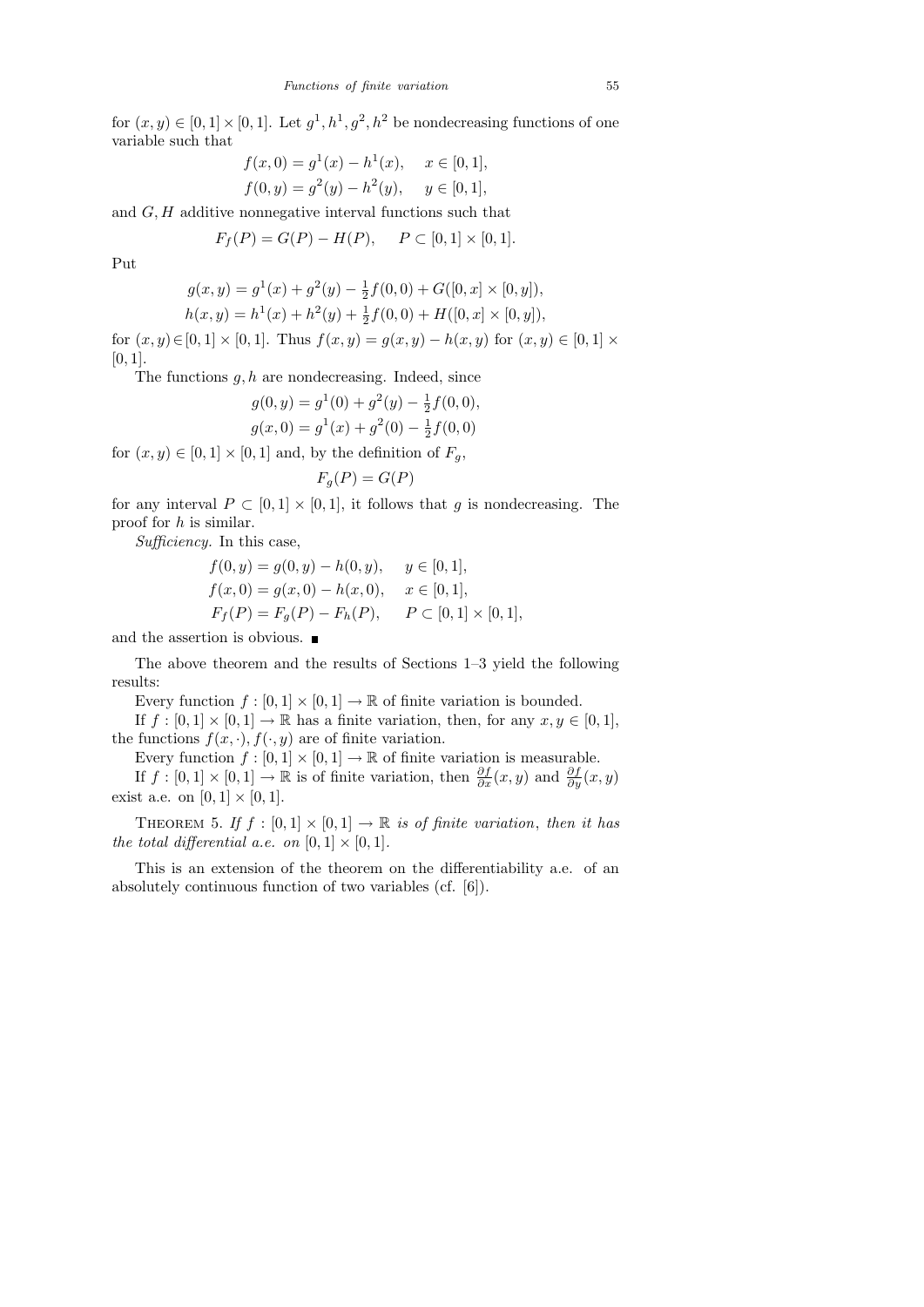for $(x,y) \in [0,1] \times [0,1]$. Let $g^1, h^1, g^2, h^2$ be nondecreasing functions of one variable such that

$$f(x,0) = g^1(x) - h^1(x), \quad x \in [0,1],$$
$$f(0,y) = g^2(y) - h^2(y), \quad y \in [0,1],$$

and $G, H$ additive nonnegative interval functions such that

$$F_f(P) = G(P) - H(P), \quad P \subset [0,1] \times [0,1].$$

Put

$$g(x,y) = g^1(x) + g^2(y) - \tfrac{1}{2} f(0,0) + G([0,x] \times [0,y]),$$
$$h(x,y) = h^1(x) + h^2(y) + \tfrac{1}{2} f(0,0) + H([0,x] \times [0,y]),$$

for $(x,y) \in [0,1] \times [0,1]$. Thus $f(x,y) = g(x,y) - h(x,y)$ for $(x,y) \in [0,1] \times [0,1]$.

The functions $g, h$ are nondecreasing. Indeed, since

$$g(0,y) = g^1(0) + g^2(y) - \tfrac{1}{2} f(0,0),$$
$$g(x,0) = g^1(x) + g^2(0) - \tfrac{1}{2} f(0,0)$$

for $(x,y) \in [0,1] \times [0,1]$ and, by the definition of $F_g$,

$$F_g(P) = G(P)$$

for any interval $P \subset [0,1] \times [0,1]$, it follows that $g$ is nondecreasing. The proof for $h$ is similar.

*Sufficiency.* In this case,

$$f(0,y) = g(0,y) - h(0,y), \quad y \in [0,1],$$
$$f(x,0) = g(x,0) - h(x,0), \quad x \in [0,1],$$
$$F_f(P) = F_g(P) - F_h(P), \quad P \subset [0,1] \times [0,1],$$

and the assertion is obvious. ∎

The above theorem and the results of Sections 1–3 yield the following results:

Every function $f : [0,1] \times [0,1] \to \mathbb{R}$ of finite variation is bounded.

If $f : [0,1] \times [0,1] \to \mathbb{R}$ has a finite variation, then, for any $x, y \in [0,1]$, the functions $f(x,\cdot), f(\cdot,y)$ are of finite variation.

Every function $f : [0,1] \times [0,1] \to \mathbb{R}$ of finite variation is measurable.

If $f : [0,1] \times [0,1] \to \mathbb{R}$ is of finite variation, then $\frac{\partial f}{\partial x}(x,y)$ and $\frac{\partial f}{\partial y}(x,y)$ exist a.e. on $[0,1] \times [0,1]$.

THEOREM 5. *If $f : [0,1] \times [0,1] \to \mathbb{R}$ is of finite variation, then it has the total differential a.e. on $[0,1] \times [0,1]$.*

This is an extension of the theorem on the differentiability a.e. of an absolutely continuous function of two variables (cf. [6]).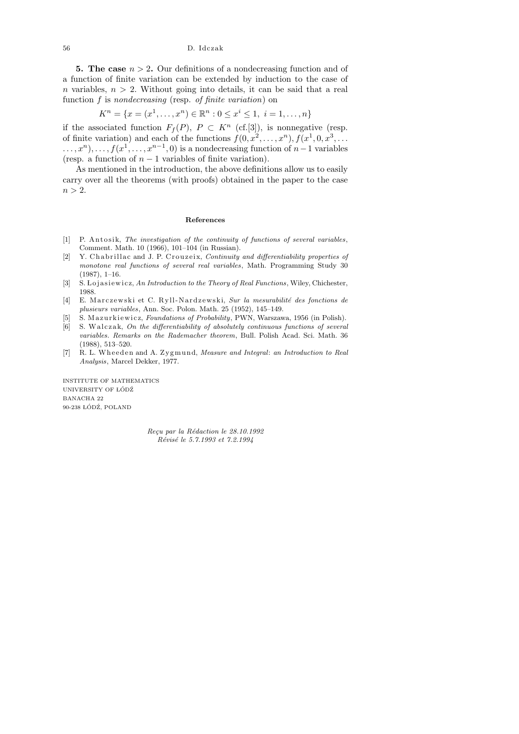**5. The case $n > 2$.** Our definitions of a nondecreasing function and of a function of finite variation can be extended by induction to the case of $n$ variables, $n > 2$. Without going into details, it can be said that a real function $f$ is *nondecreasing* (resp. *of finite variation*) on

$$K^n = \{x = (x^1, \ldots, x^n) \in \mathbb{R}^n : 0 \le x^i \le 1,\ i = 1, \ldots, n\}$$

if the associated function $F_f(P)$, $P \subset K^n$ (cf.[3]), is nonnegative (resp. of finite variation) and each of the functions $f(0, x^2, \ldots, x^n), f(x^1, 0, x^3, \ldots \ldots, x^n), \ldots, f(x^1, \ldots, x^{n-1}, 0)$ is a nondecreasing function of $n-1$ variables (resp. a function of $n-1$ variables of finite variation).

As mentioned in the introduction, the above definitions allow us to easily carry over all the theorems (with proofs) obtained in the paper to the case $n > 2$.

## References

[1] P. Antosik, *The investigation of the continuity of functions of several variables*, Comment. Math. 10 (1966), 101–104 (in Russian).

[2] Y. Chabrillac and J. P. Crouzeix, *Continuity and differentiability properties of monotone real functions of several real variables*, Math. Programming Study 30 (1987), 1–16.

[3] S. Łojasiewicz, *An Introduction to the Theory of Real Functions*, Wiley, Chichester, 1988.

[4] E. Marczewski et C. Ryll-Nardzewski, *Sur la mesurabilité des fonctions de plusieurs variables*, Ann. Soc. Polon. Math. 25 (1952), 145–149.

[5] S. Mazurkiewicz, *Foundations of Probability*, PWN, Warszawa, 1956 (in Polish).

[6] S. Walczak, *On the differentiability of absolutely continuous functions of several variables. Remarks on the Rademacher theorem*, Bull. Polish Acad. Sci. Math. 36 (1988), 513–520.

[7] R. L. Wheeden and A. Zygmund, *Measure and Integral: an Introduction to Real Analysis*, Marcel Dekker, 1977.

INSTITUTE OF MATHEMATICS
UNIVERSITY OF ŁÓDŹ
BANACHA 22
90-238 ŁÓDŹ, POLAND

*Reçu par la Rédaction le 28.10.1992*
*Révisé le 5.7.1993 et 7.2.1994*